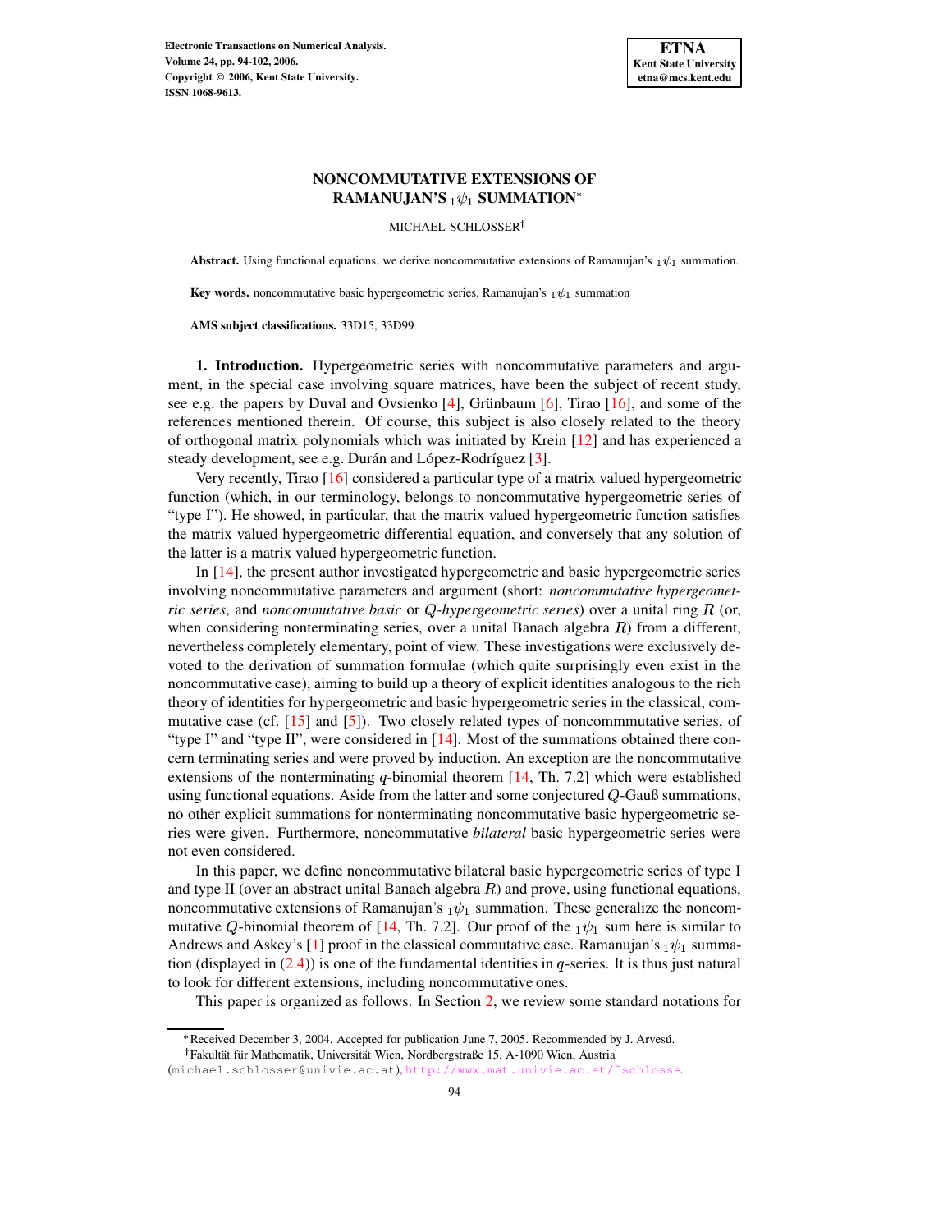# NONCOMMUTATIVE EXTENSIONS OF RAMANUJAN'S ${}_1\psi_1$ SUMMATION*

MICHAEL SCHLOSSER†

**Abstract.** Using functional equations, we derive noncommutative extensions of Ramanujan's ${}_1\psi_1$ summation.

**Key words.** noncommutative basic hypergeometric series, Ramanujan's ${}_1\psi_1$ summation

**AMS subject classifications.** 33D15, 33D99

**1. Introduction.** Hypergeometric series with noncommutative parameters and argument, in the special case involving square matrices, have been the subject of recent study, see e.g. the papers by Duval and Ovsienko [4], Grünbaum [6], Tirao [16], and some of the references mentioned therein. Of course, this subject is also closely related to the theory of orthogonal matrix polynomials which was initiated by Krein [12] and has experienced a steady development, see e.g. Durán and López-Rodríguez [3].

Very recently, Tirao [16] considered a particular type of a matrix valued hypergeometric function (which, in our terminology, belongs to noncommutative hypergeometric series of "type I"). He showed, in particular, that the matrix valued hypergeometric function satisfies the matrix valued hypergeometric differential equation, and conversely that any solution of the latter is a matrix valued hypergeometric function.

In [14], the present author investigated hypergeometric and basic hypergeometric series involving noncommutative parameters and argument (short: *noncommutative hypergeometric series*, and *noncommutative basic* or *$Q$-hypergeometric series*) over a unital ring $R$ (or, when considering nonterminating series, over a unital Banach algebra $R$) from a different, nevertheless completely elementary, point of view. These investigations were exclusively devoted to the derivation of summation formulae (which quite surprisingly even exist in the noncommutative case), aiming to build up a theory of explicit identities analogous to the rich theory of identities for hypergeometric and basic hypergeometric series in the classical, commutative case (cf. [15] and [5]). Two closely related types of noncommmutative series, of "type I" and "type II", were considered in [14]. Most of the summations obtained there concern terminating series and were proved by induction. An exception are the noncommutative extensions of the nonterminating $q$-binomial theorem [14, Th. 7.2] which were established using functional equations. Aside from the latter and some conjectured $Q$-Gauß summations, no other explicit summations for nonterminating noncommutative basic hypergeometric series were given. Furthermore, noncommutative *bilateral* basic hypergeometric series were not even considered.

In this paper, we define noncommutative bilateral basic hypergeometric series of type I and type II (over an abstract unital Banach algebra $R$) and prove, using functional equations, noncommutative extensions of Ramanujan's ${}_1\psi_1$ summation. These generalize the noncommutative $Q$-binomial theorem of [14, Th. 7.2]. Our proof of the ${}_1\psi_1$ sum here is similar to Andrews and Askey's [1] proof in the classical commutative case. Ramanujan's ${}_1\psi_1$ summation (displayed in (2.4)) is one of the fundamental identities in $q$-series. It is thus just natural to look for different extensions, including noncommutative ones.

This paper is organized as follows. In Section 2, we review some standard notations for

---

*Received December 3, 2004. Accepted for publication June 7, 2005. Recommended by J. Arvesú.

†Fakultät für Mathematik, Universität Wien, Nordbergstraße 15, A-1090 Wien, Austria (michael.schlosser@univie.ac.at), http://www.mat.univie.ac.at/~schlosse.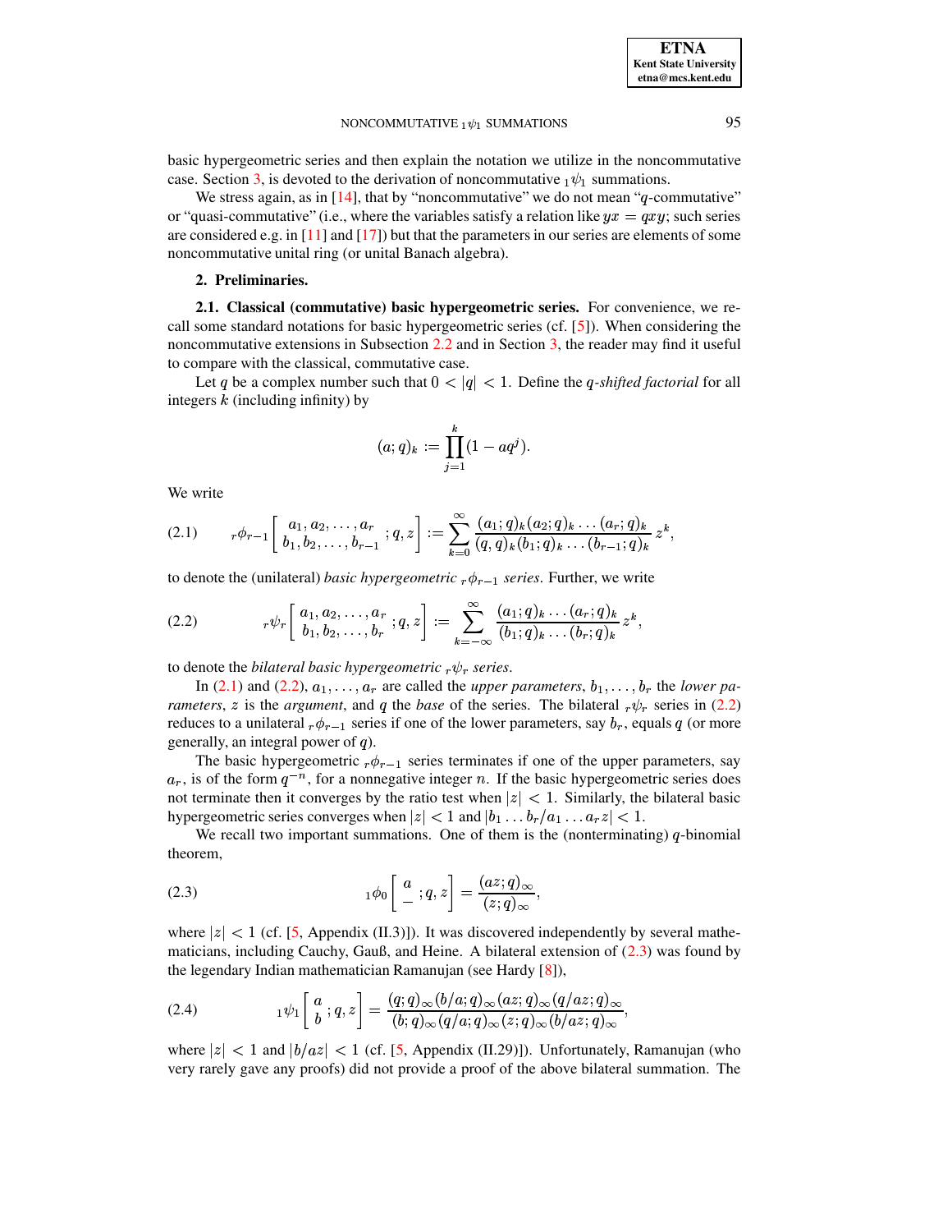basic hypergeometric series and then explain the notation we utilize in the noncommutative case. Section 3, is devoted to the derivation of noncommutative ${}_1\psi_1$ summations.

We stress again, as in [14], that by "noncommutative" we do not mean "$q$-commutative" or "quasi-commutative" (i.e., where the variables satisfy a relation like $yx = qxy$; such series are considered e.g. in [11] and [17]) but that the parameters in our series are elements of some noncommutative unital ring (or unital Banach algebra).

## 2. Preliminaries.

### 2.1. Classical (commutative) basic hypergeometric series.

For convenience, we recall some standard notations for basic hypergeometric series (cf. [5]). When considering the noncommutative extensions in Subsection 2.2 and in Section 3, the reader may find it useful to compare with the classical, commutative case.

Let $q$ be a complex number such that $0 < |q| < 1$. Define the *$q$-shifted factorial* for all integers $k$ (including infinity) by

$$(a;q)_k := \prod_{j=1}^{k} (1 - aq^j).$$

We write

$$ {}_r\phi_{r-1}\left[\begin{matrix} a_1, a_2, \ldots, a_r \\ b_1, b_2, \ldots, b_{r-1} \end{matrix}; q, z\right] := \sum_{k=0}^{\infty} \frac{(a_1;q)_k (a_2;q)_k \ldots (a_r;q)_k}{(q,q)_k (b_1;q)_k \ldots (b_{r-1};q)_k} z^k, \tag{2.1}$$

to denote the (unilateral) *basic hypergeometric ${}_r\phi_{r-1}$ series*. Further, we write

$$ {}_r\psi_r\left[\begin{matrix} a_1, a_2, \ldots, a_r \\ b_1, b_2, \ldots, b_r \end{matrix}; q, z\right] := \sum_{k=-\infty}^{\infty} \frac{(a_1;q)_k \ldots (a_r;q)_k}{(b_1;q)_k \ldots (b_r;q)_k} z^k, \tag{2.2}$$

to denote the *bilateral basic hypergeometric ${}_r\psi_r$ series*.

In (2.1) and (2.2), $a_1, \ldots, a_r$ are called the *upper parameters*, $b_1, \ldots, b_r$ the *lower parameters*, $z$ is the *argument*, and $q$ the *base* of the series. The bilateral ${}_r\psi_r$ series in (2.2) reduces to a unilateral ${}_r\phi_{r-1}$ series if one of the lower parameters, say $b_r$, equals $q$ (or more generally, an integral power of $q$).

The basic hypergeometric ${}_r\phi_{r-1}$ series terminates if one of the upper parameters, say $a_r$, is of the form $q^{-n}$, for a nonnegative integer $n$. If the basic hypergeometric series does not terminate then it converges by the ratio test when $|z| < 1$. Similarly, the bilateral basic hypergeometric series converges when $|z| < 1$ and $|b_1 \ldots b_r / a_1 \ldots a_r z| < 1$.

We recall two important summations. One of them is the (nonterminating) $q$-binomial theorem,

$$ {}_1\phi_0\left[\begin{matrix} a \\ - \end{matrix}; q, z\right] = \frac{(az;q)_\infty}{(z;q)_\infty}, \tag{2.3}$$

where $|z| < 1$ (cf. [5, Appendix (II.3)]). It was discovered independently by several mathematicians, including Cauchy, Gauß, and Heine. A bilateral extension of (2.3) was found by the legendary Indian mathematician Ramanujan (see Hardy [8]),

$$ {}_1\psi_1\left[\begin{matrix} a \\ b \end{matrix}; q, z\right] = \frac{(q;q)_\infty (b/a;q)_\infty (az;q)_\infty (q/az;q)_\infty}{(b;q)_\infty (q/a;q)_\infty (z;q)_\infty (b/az;q)_\infty}, \tag{2.4}$$

where $|z| < 1$ and $|b/az| < 1$ (cf. [5, Appendix (II.29)]). Unfortunately, Ramanujan (who very rarely gave any proofs) did not provide a proof of the above bilateral summation. The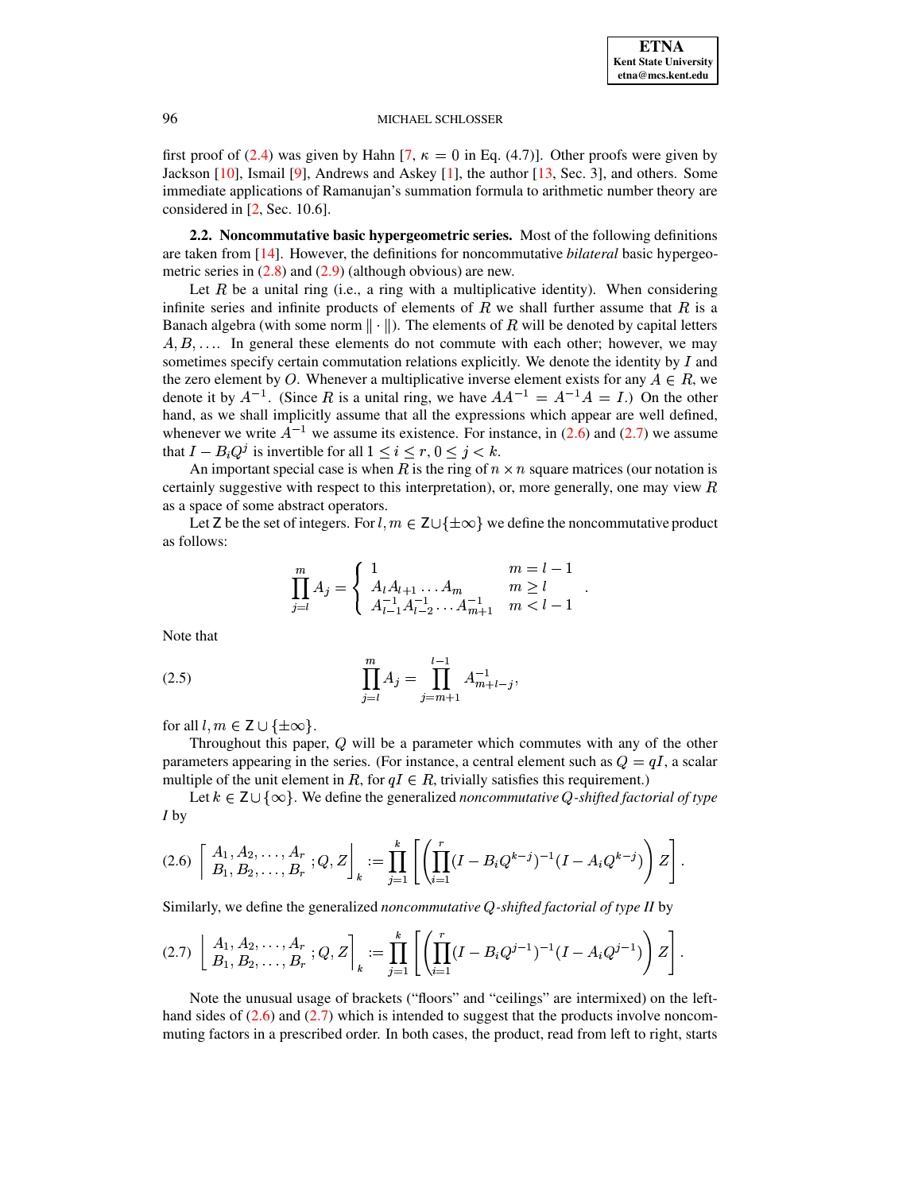first proof of (2.4) was given by Hahn [7, $\kappa = 0$ in Eq. (4.7)]. Other proofs were given by Jackson [10], Ismail [9], Andrews and Askey [1], the author [13, Sec. 3], and others. Some immediate applications of Ramanujan's summation formula to arithmetic number theory are considered in [2, Sec. 10.6].

**2.2. Noncommutative basic hypergeometric series.** Most of the following definitions are taken from [14]. However, the definitions for noncommutative *bilateral* basic hypergeometric series in (2.8) and (2.9) (although obvious) are new.

Let $R$ be a unital ring (i.e., a ring with a multiplicative identity). When considering infinite series and infinite products of elements of $R$ we shall further assume that $R$ is a Banach algebra (with some norm $\|\cdot\|$). The elements of $R$ will be denoted by capital letters $A, B, \ldots$. In general these elements do not commute with each other; however, we may sometimes specify certain commutation relations explicitly. We denote the identity by $I$ and the zero element by $O$. Whenever a multiplicative inverse element exists for any $A \in R$, we denote it by $A^{-1}$. (Since $R$ is a unital ring, we have $AA^{-1} = A^{-1}A = I$.) On the other hand, as we shall implicitly assume that all the expressions which appear are well defined, whenever we write $A^{-1}$ we assume its existence. For instance, in (2.6) and (2.7) we assume that $I - B_i Q^j$ is invertible for all $1 \le i \le r$, $0 \le j < k$.

An important special case is when $R$ is the ring of $n \times n$ square matrices (our notation is certainly suggestive with respect to this interpretation), or, more generally, one may view $R$ as a space of some abstract operators.

Let $\mathsf{Z}$ be the set of integers. For $l, m \in \mathsf{Z} \cup \{\pm\infty\}$ we define the noncommutative product as follows:

$$\prod_{j=l}^{m} A_j = \begin{cases} 1 & m = l-1 \\ A_l A_{l+1} \ldots A_m & m \ge l \\ A_{l-1}^{-1} A_{l-2}^{-1} \ldots A_{m+1}^{-1} & m < l-1 \end{cases}.$$

Note that

$$\prod_{j=l}^{m} A_j = \prod_{j=m+1}^{l-1} A_{m+l-j}^{-1}, \tag{2.5}$$

for all $l, m \in \mathsf{Z} \cup \{\pm\infty\}$.

Throughout this paper, $Q$ will be a parameter which commutes with any of the other parameters appearing in the series. (For instance, a central element such as $Q = qI$, a scalar multiple of the unit element in $R$, for $qI \in R$, trivially satisfies this requirement.)

Let $k \in \mathsf{Z} \cup \{\infty\}$. We define the generalized *noncommutative $Q$-shifted factorial of type I* by

$$\left\lceil \begin{matrix} A_1, A_2, \ldots, A_r \\ B_1, B_2, \ldots, B_r \end{matrix} ; Q, Z \right\rfloor_k := \prod_{j=1}^{k} \left[ \left( \prod_{i=1}^{r} (I - B_i Q^{k-j})^{-1} (I - A_i Q^{k-j}) \right) Z \right]. \tag{2.6}$$

Similarly, we define the generalized *noncommutative $Q$-shifted factorial of type II* by

$$\left\lfloor \begin{matrix} A_1, A_2, \ldots, A_r \\ B_1, B_2, \ldots, B_r \end{matrix} ; Q, Z \right\rceil_k := \prod_{j=1}^{k} \left[ \left( \prod_{i=1}^{r} (I - B_i Q^{j-1})^{-1} (I - A_i Q^{j-1}) \right) Z \right]. \tag{2.7}$$

Note the unusual usage of brackets ("floors" and "ceilings" are intermixed) on the left-hand sides of (2.6) and (2.7) which is intended to suggest that the products involve noncommuting factors in a prescribed order. In both cases, the product, read from left to right, starts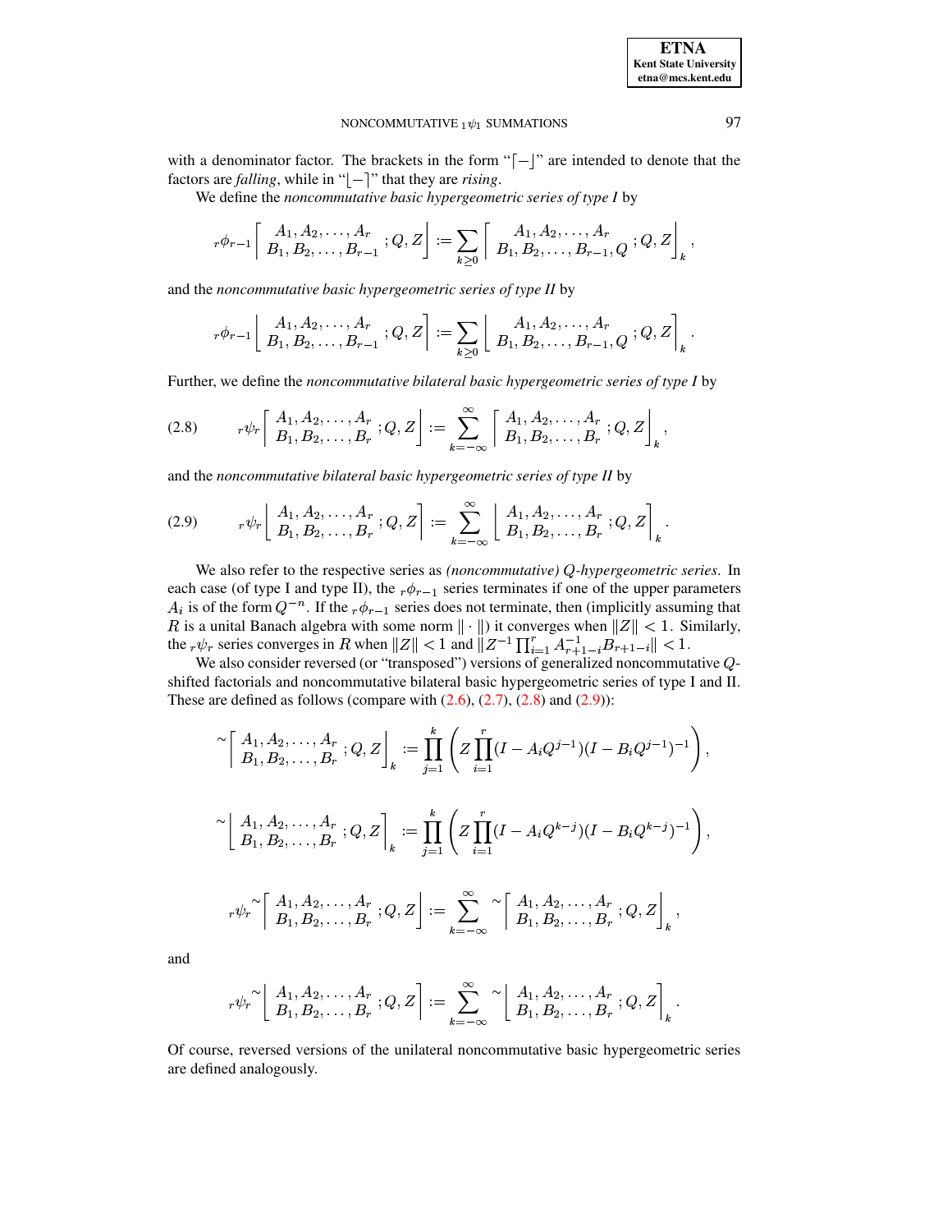with a denominator factor. The brackets in the form "$\lceil - \rfloor$" are intended to denote that the factors are *falling*, while in "$\lfloor - \rceil$" that they are *rising*.

We define the *noncommutative basic hypergeometric series of type I* by

$$
{}_r\phi_{r-1}\left\lceil \begin{matrix} A_1, A_2, \ldots, A_r \\ B_1, B_2, \ldots, B_{r-1} \end{matrix} ; Q, Z \right\rfloor := \sum_{k \geq 0} \left\lceil \begin{matrix} A_1, A_2, \ldots, A_r \\ B_1, B_2, \ldots, B_{r-1}, Q \end{matrix} ; Q, Z \right\rfloor_k,
$$

and the *noncommutative basic hypergeometric series of type II* by

$$
{}_r\phi_{r-1}\left\lfloor \begin{matrix} A_1, A_2, \ldots, A_r \\ B_1, B_2, \ldots, B_{r-1} \end{matrix} ; Q, Z \right\rceil := \sum_{k \geq 0} \left\lfloor \begin{matrix} A_1, A_2, \ldots, A_r \\ B_1, B_2, \ldots, B_{r-1}, Q \end{matrix} ; Q, Z \right\rceil_k.
$$

Further, we define the *noncommutative bilateral basic hypergeometric series of type I* by

$$
{}_r\psi_r\left\lceil \begin{matrix} A_1, A_2, \ldots, A_r \\ B_1, B_2, \ldots, B_r \end{matrix} ; Q, Z \right\rfloor := \sum_{k=-\infty}^{\infty} \left\lceil \begin{matrix} A_1, A_2, \ldots, A_r \\ B_1, B_2, \ldots, B_r \end{matrix} ; Q, Z \right\rfloor_k, \tag{2.8}
$$

and the *noncommutative bilateral basic hypergeometric series of type II* by

$$
{}_r\psi_r\left\lfloor \begin{matrix} A_1, A_2, \ldots, A_r \\ B_1, B_2, \ldots, B_r \end{matrix} ; Q, Z \right\rceil := \sum_{k=-\infty}^{\infty} \left\lfloor \begin{matrix} A_1, A_2, \ldots, A_r \\ B_1, B_2, \ldots, B_r \end{matrix} ; Q, Z \right\rceil_k. \tag{2.9}
$$

We also refer to the respective series as *(noncommutative) $Q$-hypergeometric series*. In each case (of type I and type II), the ${}_r\phi_{r-1}$ series terminates if one of the upper parameters $A_i$ is of the form $Q^{-n}$. If the ${}_r\phi_{r-1}$ series does not terminate, then (implicitly assuming that $R$ is a unital Banach algebra with some norm $\|\cdot\|$) it converges when $\|Z\| < 1$. Similarly, the ${}_r\psi_r$ series converges in $R$ when $\|Z\| < 1$ and $\|Z^{-1}\prod_{i=1}^{r} A_{r+1-i}^{-1} B_{r+1-i}\| < 1$.

We also consider reversed (or "transposed") versions of generalized noncommutative $Q$-shifted factorials and noncommutative bilateral basic hypergeometric series of type I and II. These are defined as follows (compare with (2.6), (2.7), (2.8) and (2.9)):

$$
{}^{\sim}\left\lceil \begin{matrix} A_1, A_2, \ldots, A_r \\ B_1, B_2, \ldots, B_r \end{matrix} ; Q, Z \right\rfloor_k := \prod_{j=1}^{k} \left( Z \prod_{i=1}^{r} (I - A_i Q^{j-1})(I - B_i Q^{j-1})^{-1} \right),
$$

$$
{}^{\sim}\left\lfloor \begin{matrix} A_1, A_2, \ldots, A_r \\ B_1, B_2, \ldots, B_r \end{matrix} ; Q, Z \right\rceil_k := \prod_{j=1}^{k} \left( Z \prod_{i=1}^{r} (I - A_i Q^{k-j})(I - B_i Q^{k-j})^{-1} \right),
$$

$$
{}_r\psi_r^{\sim}\left\lceil \begin{matrix} A_1, A_2, \ldots, A_r \\ B_1, B_2, \ldots, B_r \end{matrix} ; Q, Z \right\rfloor := \sum_{k=-\infty}^{\infty} {}^{\sim}\left\lceil \begin{matrix} A_1, A_2, \ldots, A_r \\ B_1, B_2, \ldots, B_r \end{matrix} ; Q, Z \right\rfloor_k,
$$

and

$$
{}_r\psi_r^{\sim}\left\lfloor \begin{matrix} A_1, A_2, \ldots, A_r \\ B_1, B_2, \ldots, B_r \end{matrix} ; Q, Z \right\rceil := \sum_{k=-\infty}^{\infty} {}^{\sim}\left\lfloor \begin{matrix} A_1, A_2, \ldots, A_r \\ B_1, B_2, \ldots, B_r \end{matrix} ; Q, Z \right\rceil_k.
$$

Of course, reversed versions of the unilateral noncommutative basic hypergeometric series are defined analogously.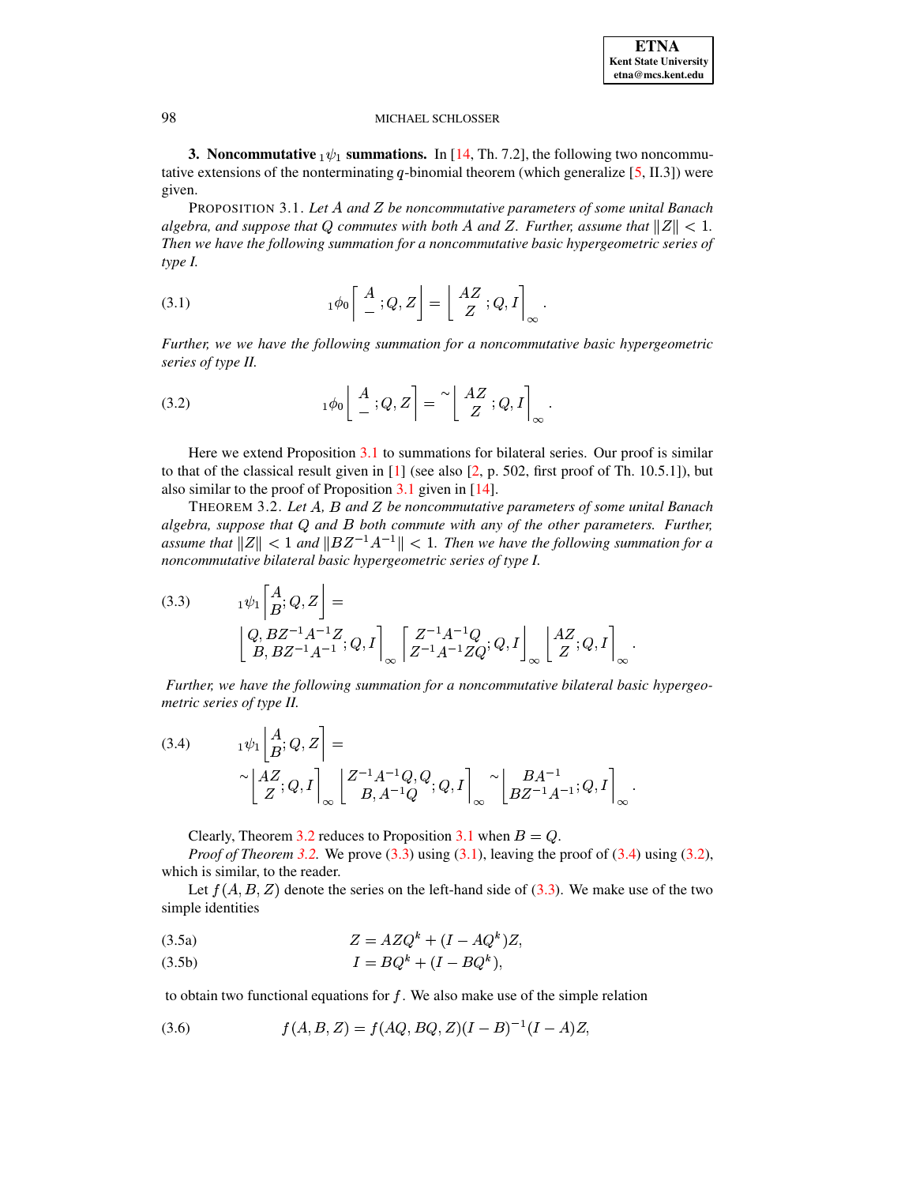**3. Noncommutative ${}_1\psi_1$ summations.** In [14, Th. 7.2], the following two noncommutative extensions of the nonterminating $q$-binomial theorem (which generalize [5, II.3]) were given.

PROPOSITION 3.1. *Let $A$ and $Z$ be noncommutative parameters of some unital Banach algebra, and suppose that $Q$ commutes with both $A$ and $Z$. Further, assume that $\|Z\| < 1$. Then we have the following summation for a noncommutative basic hypergeometric series of type I.*

$$
{}_1\phi_0\left\lceil \begin{matrix} A \\ - \end{matrix} ; Q, Z \right\rceil = \left\lfloor \begin{matrix} AZ \\ Z \end{matrix} ; Q, I \right\rceil_\infty . \tag{3.1}
$$

*Further, we we have the following summation for a noncommutative basic hypergeometric series of type II.*

$$
{}_1\phi_0\left\lfloor \begin{matrix} A \\ - \end{matrix} ; Q, Z \right\rceil = {}^{\sim}\left\lfloor \begin{matrix} AZ \\ Z \end{matrix} ; Q, I \right\rceil_\infty . \tag{3.2}
$$

Here we extend Proposition 3.1 to summations for bilateral series. Our proof is similar to that of the classical result given in [1] (see also [2, p. 502, first proof of Th. 10.5.1]), but also similar to the proof of Proposition 3.1 given in [14].

THEOREM 3.2. *Let $A$, $B$ and $Z$ be noncommutative parameters of some unital Banach algebra, suppose that $Q$ and $B$ both commute with any of the other parameters. Further, assume that $\|Z\| < 1$ and $\|BZ^{-1}A^{-1}\| < 1$. Then we have the following summation for a noncommutative bilateral basic hypergeometric series of type I.*

$$
\begin{aligned}
&{}_1\psi_1\left\lceil \begin{matrix} A \\ B \end{matrix} ; Q, Z \right\rceil = \\
&\quad \left\lfloor \begin{matrix} Q, BZ^{-1}A^{-1}Z \\ B, BZ^{-1}A^{-1} \end{matrix} ; Q, I \right\rceil_\infty \left\lceil \begin{matrix} Z^{-1}A^{-1}Q \\ Z^{-1}A^{-1}ZQ \end{matrix} ; Q, I \right\rfloor_\infty \left\lfloor \begin{matrix} AZ \\ Z \end{matrix} ; Q, I \right\rceil_\infty .
\end{aligned} \tag{3.3}
$$

*Further, we have the following summation for a noncommutative bilateral basic hypergeometric series of type II.*

$$
\begin{aligned}
&{}_1\psi_1\left\lfloor \begin{matrix} A \\ B \end{matrix} ; Q, Z \right\rceil = \\
&\quad {}^{\sim}\left\lfloor \begin{matrix} AZ \\ Z \end{matrix} ; Q, I \right\rceil_\infty \left\lfloor \begin{matrix} Z^{-1}A^{-1}Q, Q \\ B, A^{-1}Q \end{matrix} ; Q, I \right\rceil_\infty {}^{\sim}\left\lfloor \begin{matrix} BA^{-1} \\ BZ^{-1}A^{-1} \end{matrix} ; Q, I \right\rceil_\infty .
\end{aligned} \tag{3.4}
$$

Clearly, Theorem 3.2 reduces to Proposition 3.1 when $B = Q$.

*Proof of Theorem 3.2.* We prove (3.3) using (3.1), leaving the proof of (3.4) using (3.2), which is similar, to the reader.

Let $f(A, B, Z)$ denote the series on the left-hand side of (3.3). We make use of the two simple identities

$$
Z = AZQ^k + (I - AQ^k)Z, \tag{3.5a}
$$

$$
I = BQ^k + (I - BQ^k), \tag{3.5b}
$$

to obtain two functional equations for $f$. We also make use of the simple relation

$$
f(A, B, Z) = f(AQ, BQ, Z)(I - B)^{-1}(I - A)Z, \tag{3.6}
$$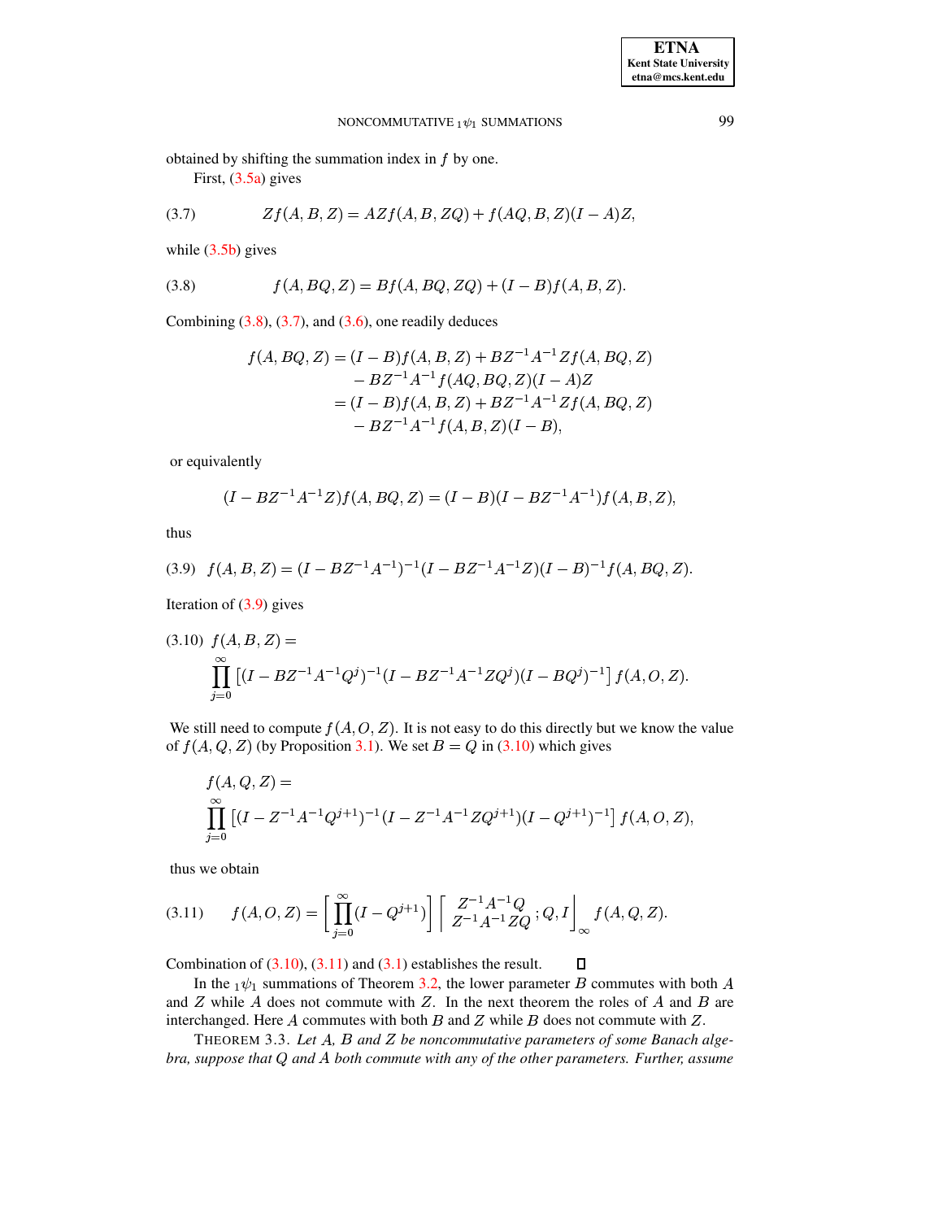obtained by shifting the summation index in $f$ by one.

First, (3.5a) gives

$$Zf(A,B,Z) = AZf(A,B,ZQ) + f(AQ,B,Z)(I-A)Z, \tag{3.7}$$

while (3.5b) gives

$$f(A,BQ,Z) = Bf(A,BQ,ZQ) + (I-B)f(A,B,Z). \tag{3.8}$$

Combining (3.8), (3.7), and (3.6), one readily deduces

$$\begin{aligned} f(A,BQ,Z) &= (I-B)f(A,B,Z) + BZ^{-1}A^{-1}Zf(A,BQ,Z) \\ &\quad - BZ^{-1}A^{-1}f(AQ,BQ,Z)(I-A)Z \\ &= (I-B)f(A,B,Z) + BZ^{-1}A^{-1}Zf(A,BQ,Z) \\ &\quad - BZ^{-1}A^{-1}f(A,B,Z)(I-B), \end{aligned}$$

or equivalently

$$(I - BZ^{-1}A^{-1}Z)f(A,BQ,Z) = (I-B)(I - BZ^{-1}A^{-1})f(A,B,Z),$$

thus

$$f(A,B,Z) = (I - BZ^{-1}A^{-1})^{-1}(I - BZ^{-1}A^{-1}Z)(I-B)^{-1}f(A,BQ,Z). \tag{3.9}$$

Iteration of (3.9) gives

$$f(A,B,Z) = \prod_{j=0}^{\infty}\left[(I - BZ^{-1}A^{-1}Q^j)^{-1}(I - BZ^{-1}A^{-1}ZQ^j)(I-BQ^j)^{-1}\right] f(A,O,Z). \tag{3.10}$$

We still need to compute $f(A,O,Z)$. It is not easy to do this directly but we know the value of $f(A,Q,Z)$ (by Proposition 3.1). We set $B=Q$ in (3.10) which gives

$$f(A,Q,Z) = \prod_{j=0}^{\infty}\left[(I - Z^{-1}A^{-1}Q^{j+1})^{-1}(I - Z^{-1}A^{-1}ZQ^{j+1})(I-Q^{j+1})^{-1}\right] f(A,O,Z),$$

thus we obtain

$$f(A,O,Z) = \left[\prod_{j=0}^{\infty}(I - Q^{j+1})\right]\left[\begin{matrix} Z^{-1}A^{-1}Q \\ Z^{-1}A^{-1}ZQ \end{matrix};Q,I\right]_{\infty} f(A,Q,Z). \tag{3.11}$$

Combination of (3.10), (3.11) and (3.1) establishes the result. ◻

In the ${}_1\psi_1$ summations of Theorem 3.2, the lower parameter $B$ commutes with both $A$ and $Z$ while $A$ does not commute with $Z$. In the next theorem the roles of $A$ and $B$ are interchanged. Here $A$ commutes with both $B$ and $Z$ while $B$ does not commute with $Z$.

THEOREM 3.3. *Let $A$, $B$ and $Z$ be noncommutative parameters of some Banach algebra, suppose that $Q$ and $A$ both commute with any of the other parameters. Further, assume*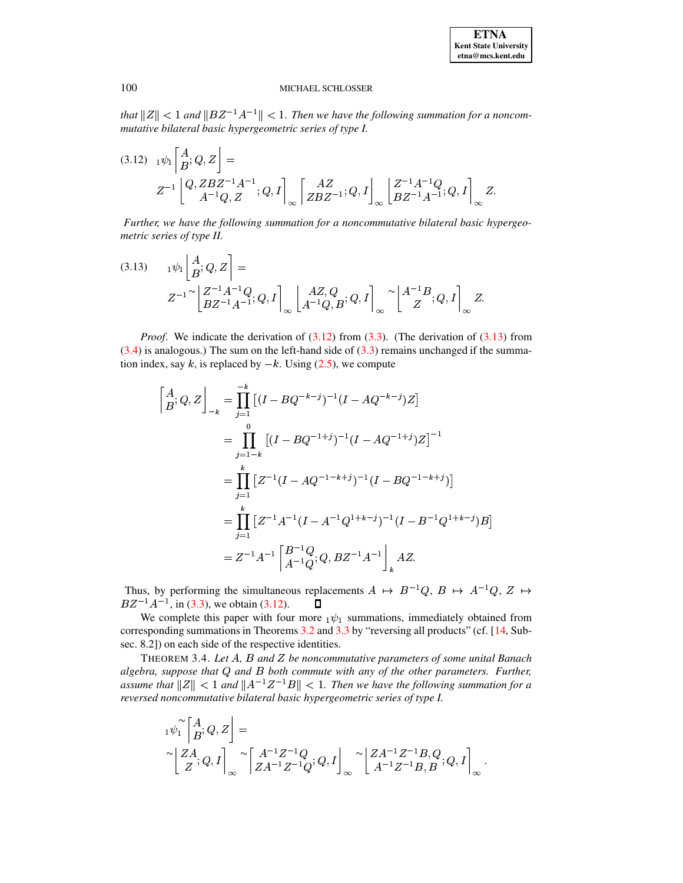*that $\|Z\| < 1$ and $\|BZ^{-1}A^{-1}\| < 1$. Then we have the following summation for a noncommutative bilateral basic hypergeometric series of type I.*

$$
{}_1\psi_1\left[\begin{matrix}A\\B\end{matrix};Q,Z\right] = \tag{3.12}
$$
$$
Z^{-1}\left[\begin{matrix}Q, ZBZ^{-1}A^{-1}\\A^{-1}Q, Z\end{matrix};Q,I\right]_\infty \left[\begin{matrix}AZ\\ZBZ^{-1}\end{matrix};Q,I\right]_\infty \left[\begin{matrix}Z^{-1}A^{-1}Q\\BZ^{-1}A^{-1}\end{matrix};Q,I\right]_\infty Z.
$$

*Further, we have the following summation for a noncommutative bilateral basic hypergeometric series of type II.*

$$
{}_1\psi_1\left[\begin{matrix}A\\B\end{matrix};Q,Z\right] = \tag{3.13}
$$
$$
Z^{-1}\,{}^{\sim}\!\left[\begin{matrix}Z^{-1}A^{-1}Q\\BZ^{-1}A^{-1}\end{matrix};Q,I\right]_\infty \left\lfloor\begin{matrix}AZ, Q\\A^{-1}Q, B\end{matrix};Q,I\right\rfloor_\infty {}^{\sim}\!\left\lfloor\begin{matrix}A^{-1}B\\Z\end{matrix};Q,I\right\rfloor_\infty Z.
$$

*Proof.* We indicate the derivation of (3.12) from (3.3). (The derivation of (3.13) from (3.4) is analogous.) The sum on the left-hand side of (3.3) remains unchanged if the summation index, say $k$, is replaced by $-k$. Using (2.5), we compute

$$
\begin{aligned}
\left[\begin{matrix}A\\B\end{matrix};Q,Z\right]_{-k} &= \prod_{j=1}^{-k}\left[(I-BQ^{-k-j})^{-1}(I-AQ^{-k-j})Z\right]\\
&= \prod_{j=1-k}^{0}\left[(I-BQ^{-1+j})^{-1}(I-AQ^{-1+j})Z\right]^{-1}\\
&= \prod_{j=1}^{k}\left[Z^{-1}(I-AQ^{-1-k+j})^{-1}(I-BQ^{-1-k+j})\right]\\
&= \prod_{j=1}^{k}\left[Z^{-1}A^{-1}(I-A^{-1}Q^{1+k-j})^{-1}(I-B^{-1}Q^{1+k-j})B\right]\\
&= Z^{-1}A^{-1}\left[\begin{matrix}B^{-1}Q\\A^{-1}Q\end{matrix};Q,BZ^{-1}A^{-1}\right]_k AZ.
\end{aligned}
$$

Thus, by performing the simultaneous replacements $A \mapsto B^{-1}Q$, $B \mapsto A^{-1}Q$, $Z \mapsto BZ^{-1}A^{-1}$, in (3.3), we obtain (3.12). ∎

We complete this paper with four more ${}_1\psi_1$ summations, immediately obtained from corresponding summations in Theorems 3.2 and 3.3 by "reversing all products" (cf. [14, Subsec. 8.2]) on each side of the respective identities.

THEOREM 3.4. *Let $A$, $B$ and $Z$ be noncommutative parameters of some unital Banach algebra, suppose that $Q$ and $B$ both commute with any of the other parameters. Further, assume that $\|Z\| < 1$ and $\|A^{-1}Z^{-1}B\| < 1$. Then we have the following summation for a reversed noncommutative bilateral basic hypergeometric series of type I.*

$$
{}_1\psi_1^{\sim}\left[\begin{matrix}A\\B\end{matrix};Q,Z\right] =
$$
$$
{}^{\sim}\!\left[\begin{matrix}ZA\\Z\end{matrix};Q,I\right]_\infty {}^{\sim}\!\left[\begin{matrix}A^{-1}Z^{-1}Q\\ZA^{-1}Z^{-1}Q\end{matrix};Q,I\right]_\infty {}^{\sim}\!\left[\begin{matrix}ZA^{-1}Z^{-1}B, Q\\A^{-1}Z^{-1}B, B\end{matrix};Q,I\right]_\infty.
$$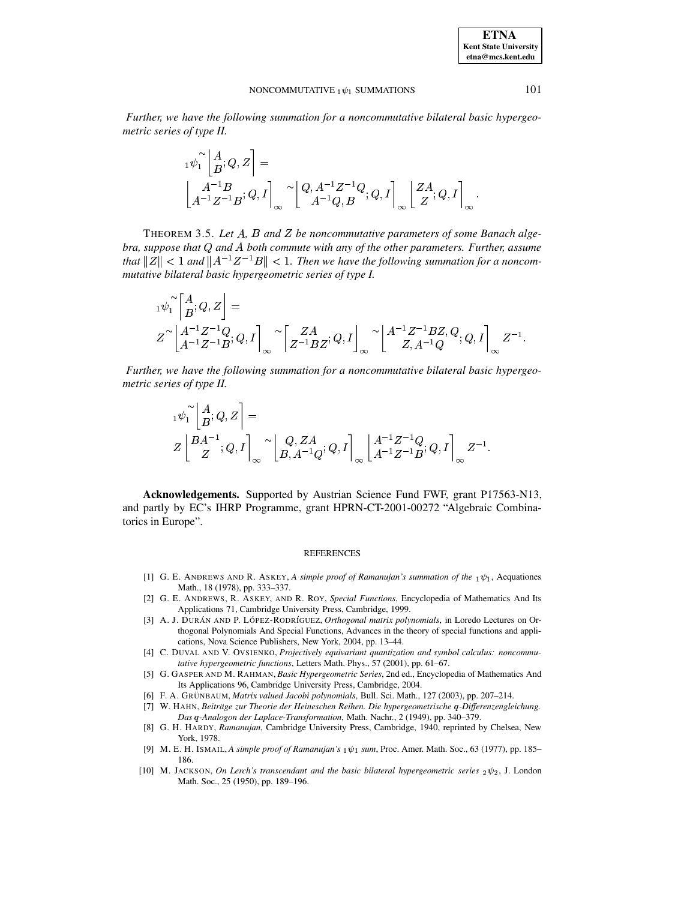*Further, we have the following summation for a noncommutative bilateral basic hypergeometric series of type II.*

$$
{}_1\psi_1^{\sim}\left\lfloor \begin{matrix} A \\ B \end{matrix} ; Q, Z \right\rfloor =
$$

$$
\left\lfloor \begin{matrix} A^{-1}B \\ A^{-1}Z^{-1}B \end{matrix} ; Q, I \right\rfloor_\infty {}^{\sim}\left\lfloor \begin{matrix} Q, A^{-1}Z^{-1}Q \\ A^{-1}Q, B \end{matrix} ; Q, I \right\rfloor_\infty \left\lfloor \begin{matrix} ZA \\ Z \end{matrix} ; Q, I \right\rfloor_\infty .
$$

THEOREM 3.5. *Let $A$, $B$ and $Z$ be noncommutative parameters of some Banach algebra, suppose that $Q$ and $A$ both commute with any of the other parameters. Further, assume that $\|Z\| < 1$ and $\|A^{-1}Z^{-1}B\| < 1$. Then we have the following summation for a noncommutative bilateral basic hypergeometric series of type I.*

$$
{}_1\psi_1^{\sim}\left\lceil \begin{matrix} A \\ B \end{matrix} ; Q, Z \right\rceil =
$$

$$
Z^{\sim}\left\lfloor \begin{matrix} A^{-1}Z^{-1}Q \\ A^{-1}Z^{-1}B \end{matrix} ; Q, I \right\rceil_\infty {}^{\sim}\left\lceil \begin{matrix} ZA \\ Z^{-1}BZ \end{matrix} ; Q, I \right\rfloor_\infty {}^{\sim}\left\lfloor \begin{matrix} A^{-1}Z^{-1}BZ, Q \\ Z, A^{-1}Q \end{matrix} ; Q, I \right\rceil_\infty Z^{-1} .
$$

*Further, we have the following summation for a noncommutative bilateral basic hypergeometric series of type II.*

$$
{}_1\psi_1^{\sim}\left\lfloor \begin{matrix} A \\ B \end{matrix} ; Q, Z \right\rceil =
$$

$$
Z\left\lfloor \begin{matrix} BA^{-1} \\ Z \end{matrix} ; Q, I \right\rceil_\infty {}^{\sim}\left\lfloor \begin{matrix} Q, ZA \\ B, A^{-1}Q \end{matrix} ; Q, I \right\rceil_\infty \left\lfloor \begin{matrix} A^{-1}Z^{-1}Q \\ A^{-1}Z^{-1}B \end{matrix} ; Q, I \right\rceil_\infty Z^{-1} .
$$

**Acknowledgements.** Supported by Austrian Science Fund FWF, grant P17563-N13, and partly by EC's IHRP Programme, grant HPRN-CT-2001-00272 "Algebraic Combinatorics in Europe".

## REFERENCES

[1] G. E. ANDREWS AND R. ASKEY, *A simple proof of Ramanujan's summation of the ${}_1\psi_1$*, Aequationes Math., 18 (1978), pp. 333–337.

[2] G. E. ANDREWS, R. ASKEY, AND R. ROY, *Special Functions*, Encyclopedia of Mathematics And Its Applications 71, Cambridge University Press, Cambridge, 1999.

[3] A. J. DURÁN AND P. LÓPEZ-RODRÍGUEZ, *Orthogonal matrix polynomials*, in Loredo Lectures on Orthogonal Polynomials And Special Functions, Advances in the theory of special functions and applications, Nova Science Publishers, New York, 2004, pp. 13–44.

[4] C. DUVAL AND V. OVSIENKO, *Projectively equivariant quantization and symbol calculus: noncommutative hypergeometric functions*, Letters Math. Phys., 57 (2001), pp. 61–67.

[5] G. GASPER AND M. RAHMAN, *Basic Hypergeometric Series*, 2nd ed., Encyclopedia of Mathematics And Its Applications 96, Cambridge University Press, Cambridge, 2004.

[6] F. A. GRÜNBAUM, *Matrix valued Jacobi polynomials*, Bull. Sci. Math., 127 (2003), pp. 207–214.

[7] W. HAHN, *Beiträge zur Theorie der Heineschen Reihen. Die hypergeometrische $q$-Differenzengleichung. Das $q$-Analogon der Laplace-Transformation*, Math. Nachr., 2 (1949), pp. 340–379.

[8] G. H. HARDY, *Ramanujan*, Cambridge University Press, Cambridge, 1940, reprinted by Chelsea, New York, 1978.

[9] M. E. H. ISMAIL, *A simple proof of Ramanujan's ${}_1\psi_1$ sum*, Proc. Amer. Math. Soc., 63 (1977), pp. 185–186.

[10] M. JACKSON, *On Lerch's transcendant and the basic bilateral hypergeometric series ${}_2\psi_2$*, J. London Math. Soc., 25 (1950), pp. 189–196.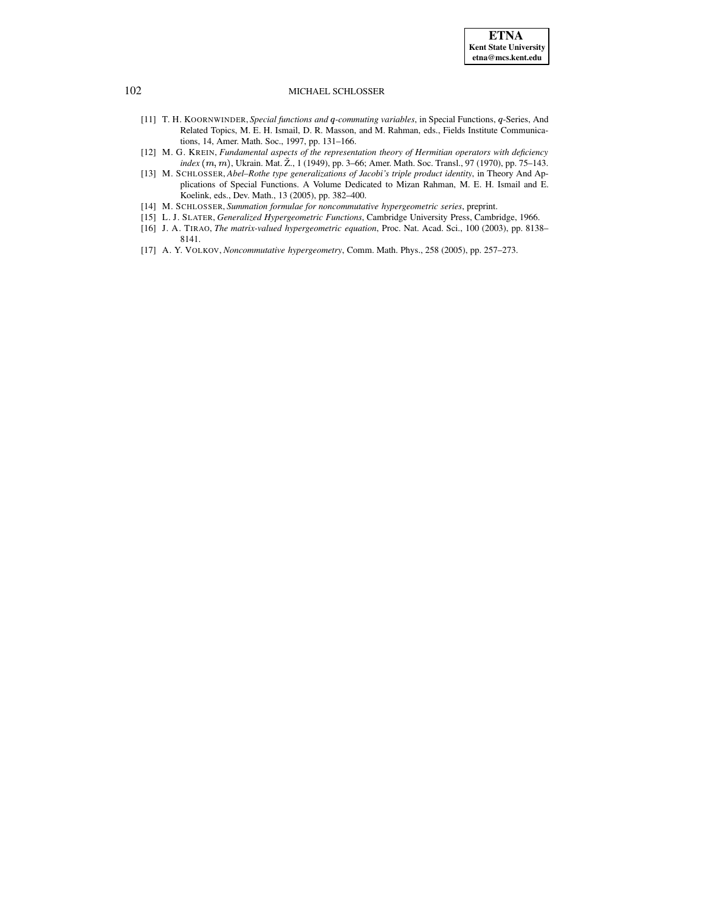[11] T. H. KOORNWINDER, *Special functions and $q$-commuting variables*, in Special Functions, $q$-Series, And Related Topics, M. E. H. Ismail, D. R. Masson, and M. Rahman, eds., Fields Institute Communications, 14, Amer. Math. Soc., 1997, pp. 131–166.

[12] M. G. KREIN, *Fundamental aspects of the representation theory of Hermitian operators with deficiency index $(m, m)$*, Ukrain. Mat. Ž., 1 (1949), pp. 3–66; Amer. Math. Soc. Transl., 97 (1970), pp. 75–143.

[13] M. SCHLOSSER, *Abel–Rothe type generalizations of Jacobi's triple product identity*, in Theory And Applications of Special Functions. A Volume Dedicated to Mizan Rahman, M. E. H. Ismail and E. Koelink, eds., Dev. Math., 13 (2005), pp. 382–400.

[14] M. SCHLOSSER, *Summation formulae for noncommutative hypergeometric series*, preprint.

[15] L. J. SLATER, *Generalized Hypergeometric Functions*, Cambridge University Press, Cambridge, 1966.

[16] J. A. TIRAO, *The matrix-valued hypergeometric equation*, Proc. Nat. Acad. Sci., 100 (2003), pp. 8138–8141.

[17] A. Y. VOLKOV, *Noncommutative hypergeometry*, Comm. Math. Phys., 258 (2005), pp. 257–273.